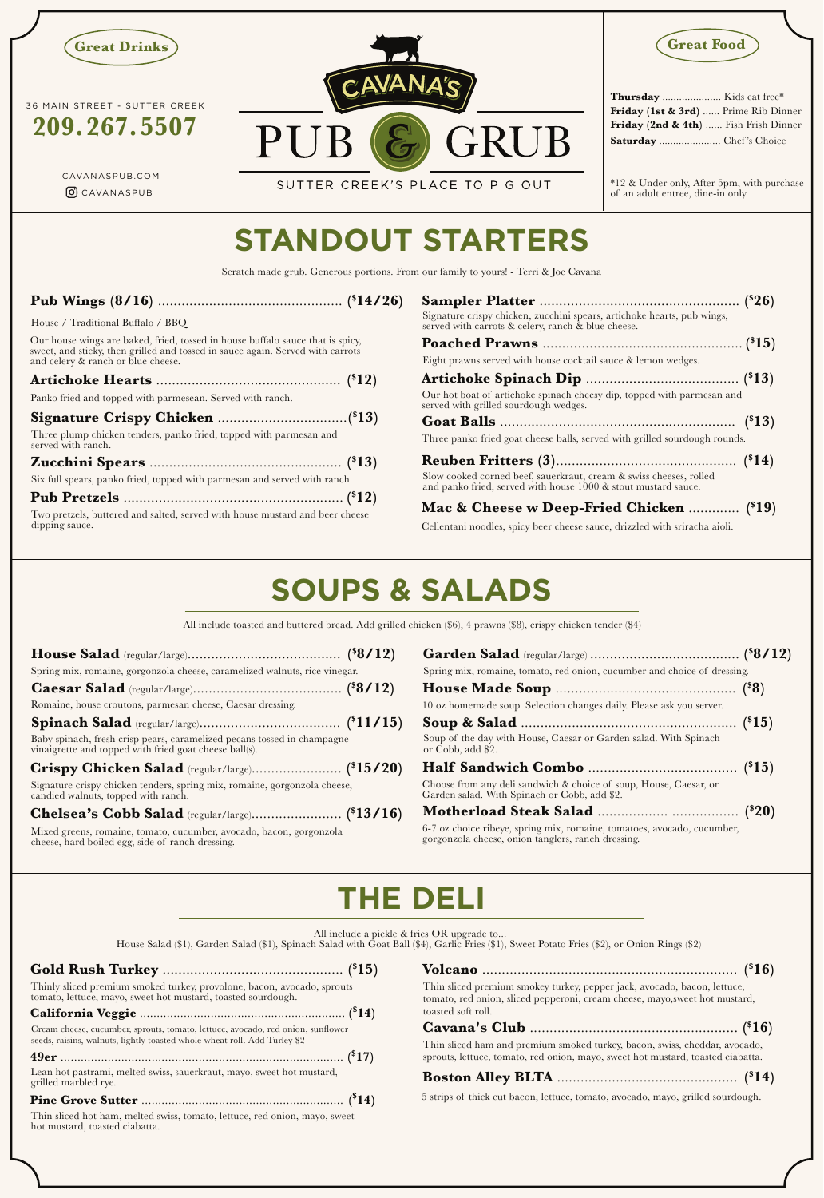Great Drinks

36 MAIN STREET - SUTTER CREEK

**209.267.5507**

CAVANASPUB.COM

CAVANASPUB

# CAVANA'S PUB & GRUB

SUTTER CREEK'S PLACE TO PIG OUT

Great Food

**Thursday** ..................... Kids eat free*
**Friday (1st & 3rd)** ...... Prime Rib Dinner
**Friday (2nd & 4th)** ...... Fish Frish Dinner
**Saturday** ...................... Chef's Choice

*12 & Under only, After 5pm, with purchase of an adult entree, dine-in only

# STANDOUT STARTERS

Scratch made grub. Generous portions. From our family to yours! - Terri & Joe Cavana

**Pub Wings (8/16)** ............................................... **($14/26)**

House / Traditional Buffalo / BBQ

Our house wings are baked, fried, tossed in house buffalo sauce that is spicy, sweet, and sticky, then grilled and tossed in sauce again. Served with carrots and celery & ranch or blue cheese.

**Artichoke Hearts** ............................................... **($12)**

Panko fried and topped with parmesean. Served with ranch.

**Signature Crispy Chicken** .................................**($13)**

Three plump chicken tenders, panko fried, topped with parmesan and served with ranch.

**Zucchini Spears** ................................................. **($13)**

Six full spears, panko fried, topped with parmesan and served with ranch.

**Pub Pretzels** ........................................................ **($12)**

Two pretzels, buttered and salted, served with house mustard and beer cheese dipping sauce.

**Sampler Platter** .................................................. **($26)**

Signature crispy chicken, zucchini spears, artichoke hearts, pub wings, served with carrots & celery, ranch & blue cheese.

**Poached Prawns** ................................................... **($15)**

Eight prawns served with house cocktail sauce & lemon wedges.

**Artichoke Spinach Dip** ....................................... **($13)**

Our hot boat of artichoke spinach cheesy dip, topped with parmesan and served with grilled sourdough wedges.

**Goat Balls** ............................................................ **($13)**

Three panko fried goat cheese balls, served with grilled sourdough rounds.

**Reuben Fritters (3)**.............................................. **($14)**

Slow cooked corned beef, sauerkraut, cream & swiss cheeses, rolled and panko fried, served with house 1000 & stout mustard sauce.

**Mac & Cheese w Deep-Fried Chicken** ............. **($19)**

Cellentani noodles, spicy beer cheese sauce, drizzled with sriracha aioli.

# SOUPS & SALADS

All include toasted and buttered bread. Add grilled chicken ($6), 4 prawns ($8), crispy chicken tender ($4)

**House Salad** (regular/large)....................................... **($8/12)**

Spring mix, romaine, gorgonzola cheese, caramelized walnuts, rice vinegar.

**Caesar Salad** (regular/large)...................................... **($8/12)**

Romaine, house croutons, parmesan cheese, Caesar dressing.

**Spinach Salad** (regular/large).................................... **($11/15)**

Baby spinach, fresh crisp pears, caramelized pecans tossed in champagne vinaigrette and topped with fried goat cheese ball(s).

**Crispy Chicken Salad** (regular/large)....................... **($15/20)**

Signature crispy chicken tenders, spring mix, romaine, gorgonzola cheese, candied walnuts, topped with ranch.

**Chelsea's Cobb Salad** (regular/large)....................... **($13/16)**

Mixed greens, romaine, tomato, cucumber, avocado, bacon, gorgonzola cheese, hard boiled egg, side of ranch dressing.

**Garden Salad** (regular/large) ..................................... **($8/12)**

Spring mix, romaine, tomato, red onion, cucumber and choice of dressing.

**House Made Soup** ............................................. **($8)**

10 oz homemade soup. Selection changes daily. Please ask you server.

**Soup & Salad** ...................................................... **($15)**

Soup of the day with House, Caesar or Garden salad. With Spinach or Cobb, add $2.

**Half Sandwich Combo** ...................................... **($15)**

Choose from any deli sandwich & choice of soup, House, Caesar, or Garden salad. With Spinach or Cobb, add $2.

**Motherload Steak Salad** .................. ................. **($20)**

6-7 oz choice ribeye, spring mix, romaine, tomatoes, avocado, cucumber, gorgonzola cheese, onion tanglers, ranch dressing.

# THE DELI

All include a pickle & fries OR upgrade to...
House Salad ($1), Garden Salad ($1), Spinach Salad with Goat Ball ($4), Garlic Fries ($1), Sweet Potato Fries ($2), or Onion Rings ($2)

**Gold Rush Turkey** .............................................. **($15)**

Thinly sliced premium smoked turkey, provolone, bacon, avocado, sprouts tomato, lettuce, mayo, sweet hot mustard, toasted sourdough.

**California Veggie** ............................................................ **($14)**

Cream cheese, cucumber, sprouts, tomato, lettuce, avocado, red onion, sunflower seeds, raisins, walnuts, lightly toasted whole wheat roll. Add Turley $2

**49er** ................................................................................... **($17)**

Lean hot pastrami, melted swiss, sauerkraut, mayo, sweet hot mustard, grilled marbled rye.

**Pine Grove Sutter** ........................................................... **($14)**

Thin sliced hot ham, melted swiss, tomato, lettuce, red onion, mayo, sweet hot mustard, toasted ciabatta.

**Volcano** ................................................................. **($16)**

Thin sliced premium smokey turkey, pepper jack, avocado, bacon, lettuce, tomato, red onion, sliced pepperoni, cream cheese, mayo,sweet hot mustard, toasted soft roll.

**Cavana's Club** ..................................................... **($16)**

Thin sliced ham and premium smoked turkey, bacon, swiss, cheddar, avocado, sprouts, lettuce, tomato, red onion, mayo, sweet hot mustard, toasted ciabatta.

**Boston Alley BLTA** .............................................. **($14)**

5 strips of thick cut bacon, lettuce, tomato, avocado, mayo, grilled sourdough.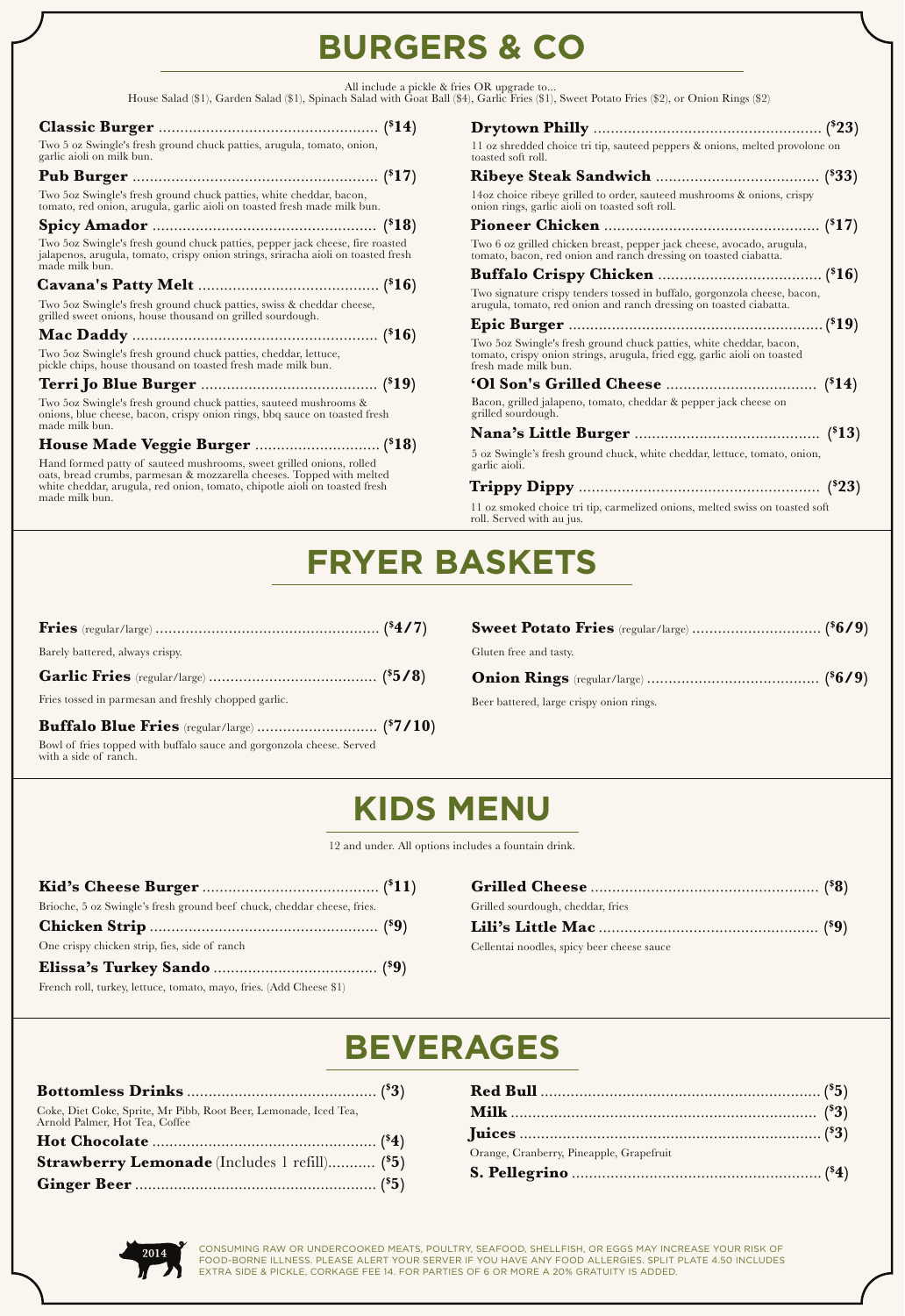# BURGERS & CO

All include a pickle & fries OR upgrade to...
House Salad ($1), Garden Salad ($1), Spinach Salad with Goat Ball ($4), Garlic Fries ($1), Sweet Potato Fries ($2), or Onion Rings ($2)

**Classic Burger** .................................................. ($14)
Two 5 oz Swingle's fresh ground chuck patties, arugula, tomato, onion, garlic aioli on milk bun.

**Pub Burger** .................................................. ($17)
Two 5oz Swingle's fresh ground chuck patties, white cheddar, bacon, tomato, red onion, arugula, garlic aioli on toasted fresh made milk bun.

**Spicy Amador** .................................................. ($18)
Two 5oz Swingle's fresh gound chuck patties, pepper jack cheese, fire roasted jalapenos, arugula, tomato, crispy onion strings, sriracha aioli on toasted fresh made milk bun.

**Cavana's Patty Melt** .................................................. ($16)
Two 5oz Swingle's fresh ground chuck patties, swiss & cheddar cheese, grilled sweet onions, house thousand on grilled sourdough.

**Mac Daddy** .................................................. ($16)
Two 5oz Swingle's fresh ground chuck patties, cheddar, lettuce, pickle chips, house thousand on toasted fresh made milk bun.

**Terri Jo Blue Burger** .................................................. ($19)
Two 5oz Swingle's fresh ground chuck patties, sauteed mushrooms & onions, blue cheese, bacon, crispy onion rings, bbq sauce on toasted fresh made milk bun.

**House Made Veggie Burger** .................................................. ($18)
Hand formed patty of sauteed mushrooms, sweet grilled onions, rolled oats, bread crumbs, parmesan & mozzarella cheeses. Topped with melted white cheddar, arugula, red onion, tomato, chipotle aioli on toasted fresh made milk bun.

**Drytown Philly** .................................................. ($23)
11 oz shredded choice tri tip, sauteed peppers & onions, melted provolone on toasted soft roll.

**Ribeye Steak Sandwich** .................................................. ($33)
14oz choice ribeye grilled to order, sauteed mushrooms & onions, crispy onion rings, garlic aioli on toasted soft roll.

**Pioneer Chicken** .................................................. ($17)
Two 6 oz grilled chicken breast, pepper jack cheese, avocado, arugula, tomato, bacon, red onion and ranch dressing on toasted ciabatta.

**Buffalo Crispy Chicken** .................................................. ($16)
Two signature crispy tenders tossed in buffalo, gorgonzola cheese, bacon, arugula, tomato, red onion and ranch dressing on toasted ciabatta.

**Epic Burger** .................................................. ($19)
Two 5oz Swingle's fresh ground chuck patties, white cheddar, bacon, tomato, crispy onion strings, arugula, fried egg, garlic aioli on toasted fresh made milk bun.

**'Ol Son's Grilled Cheese** .................................................. ($14)
Bacon, grilled jalapeno, tomato, cheddar & pepper jack cheese on grilled sourdough.

**Nana's Little Burger** .................................................. ($13)
5 oz Swingle's fresh ground chuck, white cheddar, lettuce, tomato, onion, garlic aioli.

**Trippy Dippy** .................................................. ($23)
11 oz smoked choice tri tip, carmelized onions, melted swiss on toasted soft roll. Served with au jus.

# FRYER BASKETS

**Fries** (regular/large) .................................................. ($4/7)
Barely battered, always crispy.

**Garlic Fries** (regular/large) .................................................. ($5/8)
Fries tossed in parmesan and freshly chopped garlic.

**Buffalo Blue Fries** (regular/large) .................................................. ($7/10)
Bowl of fries topped with buffalo sauce and gorgonzola cheese. Served with a side of ranch.

**Sweet Potato Fries** (regular/large) .................................................. ($6/9)
Gluten free and tasty.

**Onion Rings** (regular/large) .................................................. ($6/9)
Beer battered, large crispy onion rings.

# KIDS MENU

12 and under. All options includes a fountain drink.

**Kid's Cheese Burger** .................................................. ($11)
Brioche, 5 oz Swingle's fresh ground beef chuck, cheddar cheese, fries.

**Chicken Strip** .................................................. ($9)
One crispy chicken strip, fies, side of ranch

**Elissa's Turkey Sando** .................................................. ($9)
French roll, turkey, lettuce, tomato, mayo, fries. (Add Cheese $1)

**Grilled Cheese** .................................................. ($8)
Grilled sourdough, cheddar, fries

**Lili's Little Mac** .................................................. ($9)
Cellentai noodles, spicy beer cheese sauce

# BEVERAGES

**Bottomless Drinks** .................................................. ($3)
Coke, Diet Coke, Sprite, Mr Pibb, Root Beer, Lemonade, Iced Tea, Arnold Palmer, Hot Tea, Coffee

**Hot Chocolate** .................................................. ($4)

**Strawberry Lemonade** (Includes 1 refill).................................................. ($5)

**Ginger Beer** .................................................. ($5)

**Red Bull** .................................................. ($5)

**Milk** .................................................. ($3)

**Juices** .................................................. ($3)
Orange, Cranberry, Pineapple, Grapefruit

**S. Pellegrino** .................................................. ($4)

2014

CONSUMING RAW OR UNDERCOOKED MEATS, POULTRY, SEAFOOD, SHELLFISH, OR EGGS MAY INCREASE YOUR RISK OF FOOD-BORNE ILLNESS. PLEASE ALERT YOUR SERVER IF YOU HAVE ANY FOOD ALLERGIES. SPLIT PLATE 4.50 INCLUDES EXTRA SIDE & PICKLE, CORKAGE FEE 14. FOR PARTIES OF 6 OR MORE A 20% GRATUITY IS ADDED.